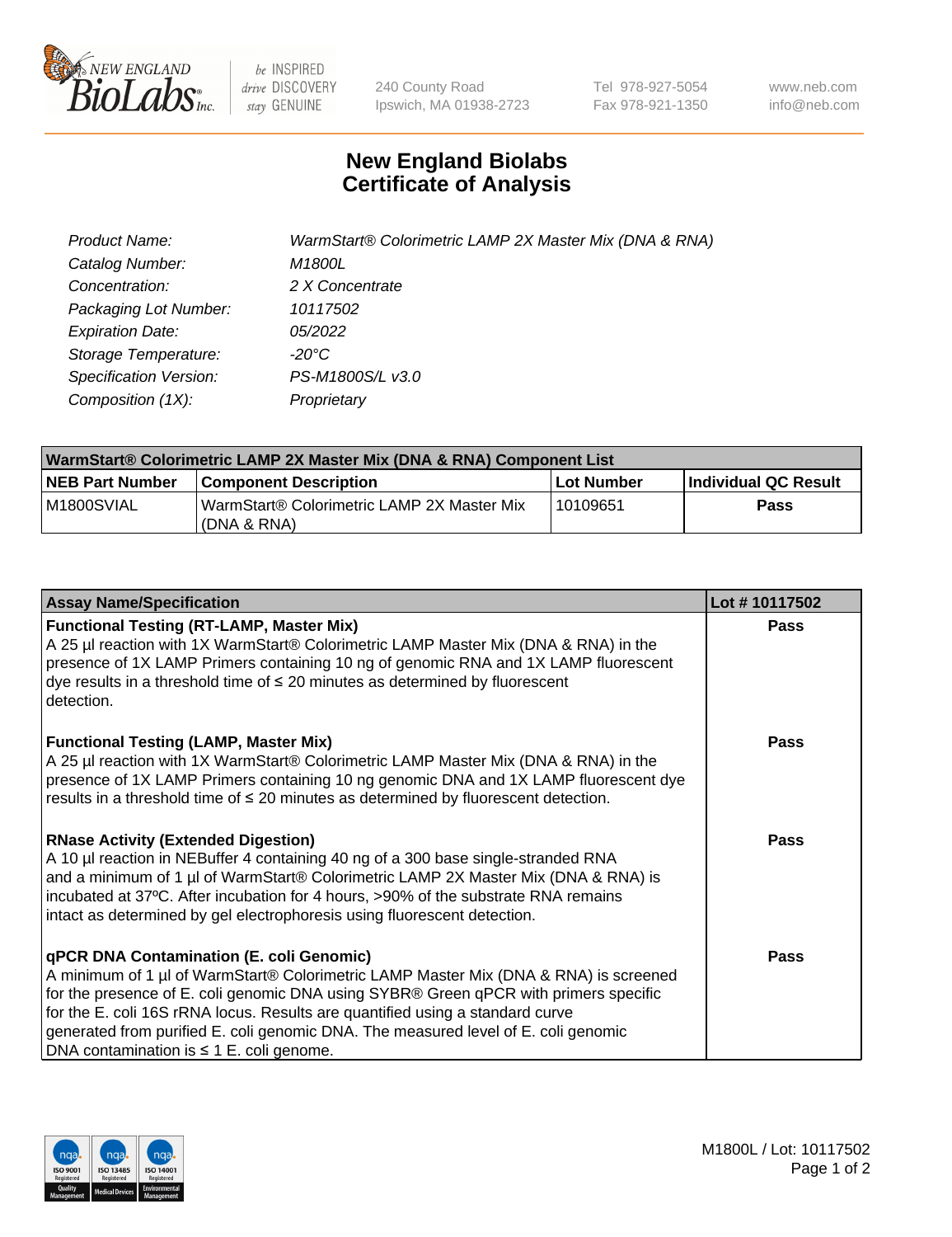# New England Biolabs
# Certificate of Analysis

| | |
|---|---|
| *Product Name:* | *WarmStart® Colorimetric LAMP 2X Master Mix (DNA & RNA)* |
| *Catalog Number:* | *M1800L* |
| *Concentration:* | *2 X Concentrate* |
| *Packaging Lot Number:* | *10117502* |
| *Expiration Date:* | *05/2022* |
| *Storage Temperature:* | *-20°C* |
| *Specification Version:* | *PS-M1800S/L v3.0* |
| *Composition (1X):* | *Proprietary* |

| WarmStart® Colorimetric LAMP 2X Master Mix (DNA & RNA) Component List | | | |
|---|---|---|---|
| **NEB Part Number** | **Component Description** | **Lot Number** | **Individual QC Result** |
| M1800SVIAL | WarmStart® Colorimetric LAMP 2X Master Mix (DNA & RNA) | 10109651 | **Pass** |

| Assay Name/Specification | Lot # 10117502 |
|---|---|
| **Functional Testing (RT-LAMP, Master Mix)**<br>A 25 µl reaction with 1X WarmStart® Colorimetric LAMP Master Mix (DNA & RNA) in the presence of 1X LAMP Primers containing 10 ng of genomic RNA and 1X LAMP fluorescent dye results in a threshold time of ≤ 20 minutes as determined by fluorescent detection. | **Pass** |
| **Functional Testing (LAMP, Master Mix)**<br>A 25 µl reaction with 1X WarmStart® Colorimetric LAMP Master Mix (DNA & RNA) in the presence of 1X LAMP Primers containing 10 ng genomic DNA and 1X LAMP fluorescent dye results in a threshold time of ≤ 20 minutes as determined by fluorescent detection. | **Pass** |
| **RNase Activity (Extended Digestion)**<br>A 10 µl reaction in NEBuffer 4 containing 40 ng of a 300 base single-stranded RNA and a minimum of 1 µl of WarmStart® Colorimetric LAMP 2X Master Mix (DNA & RNA) is incubated at 37ºC. After incubation for 4 hours, >90% of the substrate RNA remains intact as determined by gel electrophoresis using fluorescent detection. | **Pass** |
| **qPCR DNA Contamination (E. coli Genomic)**<br>A minimum of 1 µl of WarmStart® Colorimetric LAMP Master Mix (DNA & RNA) is screened for the presence of E. coli genomic DNA using SYBR® Green qPCR with primers specific for the E. coli 16S rRNA locus. Results are quantified using a standard curve generated from purified E. coli genomic DNA. The measured level of E. coli genomic DNA contamination is ≤ 1 E. coli genome. | **Pass** |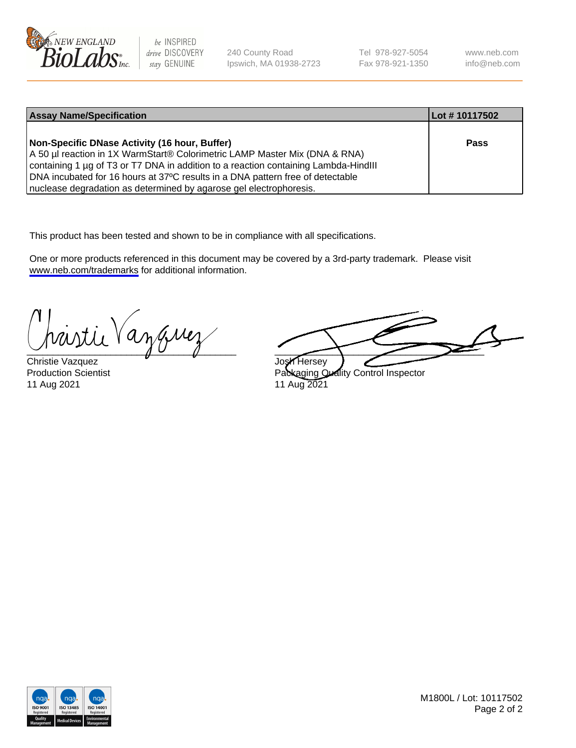| Assay Name/Specification | Lot # 10117502 |
| --- | --- |
| **Non-Specific DNase Activity (16 hour, Buffer)**<br>A 50 µl reaction in 1X WarmStart® Colorimetric LAMP Master Mix (DNA & RNA) containing 1 µg of T3 or T7 DNA in addition to a reaction containing Lambda-HindIII DNA incubated for 16 hours at 37ºC results in a DNA pattern free of detectable nuclease degradation as determined by agarose gel electrophoresis. | **Pass** |

This product has been tested and shown to be in compliance with all specifications.

One or more products referenced in this document may be covered by a 3rd-party trademark. Please visit www.neb.com/trademarks for additional information.

Christie Vazquez
Production Scientist
11 Aug 2021

Josh Hersey
Packaging Quality Control Inspector
11 Aug 2021

M1800L / Lot: 10117502